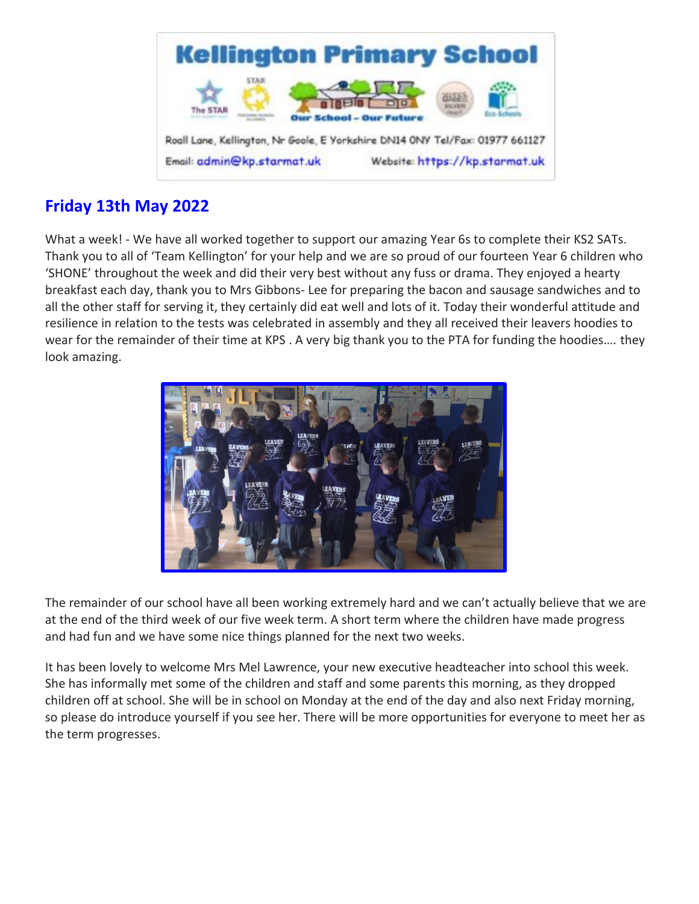# Kellington Primary School

Our School – Our Future

Roall Lane, Kellington, Nr Goole, E Yorkshire DN14 0NY Tel/Fax: 01977 661127

Email: admin@kp.starmat.uk Website: https://kp.starmat.uk

## Friday 13th May 2022

What a week! - We have all worked together to support our amazing Year 6s to complete their KS2 SATs. Thank you to all of 'Team Kellington' for your help and we are so proud of our fourteen Year 6 children who 'SHONE' throughout the week and did their very best without any fuss or drama. They enjoyed a hearty breakfast each day, thank you to Mrs Gibbons- Lee for preparing the bacon and sausage sandwiches and to all the other staff for serving it, they certainly did eat well and lots of it. Today their wonderful attitude and resilience in relation to the tests was celebrated in assembly and they all received their leavers hoodies to wear for the remainder of their time at KPS . A very big thank you to the PTA for funding the hoodies…. they look amazing.

The remainder of our school have all been working extremely hard and we can't actually believe that we are at the end of the third week of our five week term. A short term where the children have made progress and had fun and we have some nice things planned for the next two weeks.

It has been lovely to welcome Mrs Mel Lawrence, your new executive headteacher into school this week. She has informally met some of the children and staff and some parents this morning, as they dropped children off at school. She will be in school on Monday at the end of the day and also next Friday morning, so please do introduce yourself if you see her. There will be more opportunities for everyone to meet her as the term progresses.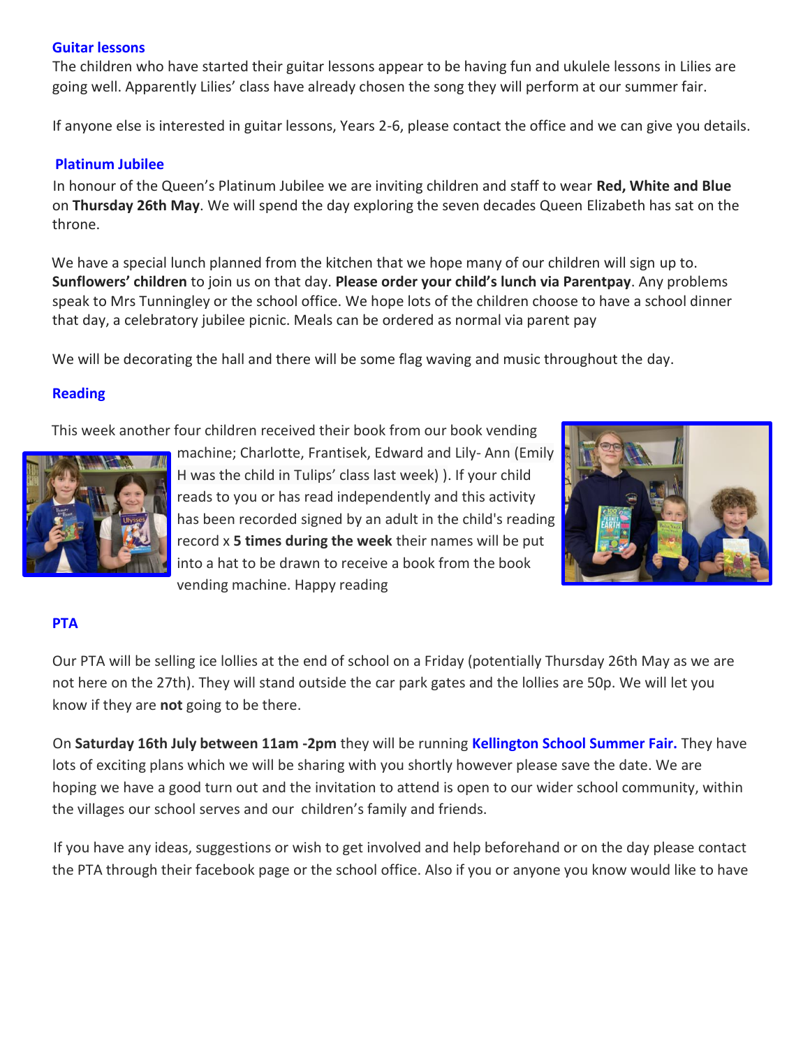## Guitar lessons

The children who have started their guitar lessons appear to be having fun and ukulele lessons in Lilies are going well. Apparently Lilies' class have already chosen the song they will perform at our summer fair.

If anyone else is interested in guitar lessons, Years 2-6, please contact the office and we can give you details.

## Platinum Jubilee

In honour of the Queen's Platinum Jubilee we are inviting children and staff to wear **Red, White and Blue** on **Thursday 26th May**. We will spend the day exploring the seven decades Queen Elizabeth has sat on the throne.

We have a special lunch planned from the kitchen that we hope many of our children will sign up to. **Sunflowers' children** to join us on that day. **Please order your child's lunch via Parentpay**. Any problems speak to Mrs Tunningley or the school office. We hope lots of the children choose to have a school dinner that day, a celebratory jubilee picnic. Meals can be ordered as normal via parent pay

We will be decorating the hall and there will be some flag waving and music throughout the day.

## Reading

This week another four children received their book from our book vending machine; Charlotte, Frantisek, Edward and Lily- Ann (Emily H was the child in Tulips' class last week) ). If your child reads to you or has read independently and this activity has been recorded signed by an adult in the child's reading record x **5 times during the week** their names will be put into a hat to be drawn to receive a book from the book vending machine. Happy reading

## PTA

Our PTA will be selling ice lollies at the end of school on a Friday (potentially Thursday 26th May as we are not here on the 27th). They will stand outside the car park gates and the lollies are 50p. We will let you know if they are **not** going to be there.

On **Saturday 16th July between 11am -2pm** they will be running **Kellington School Summer Fair.** They have lots of exciting plans which we will be sharing with you shortly however please save the date. We are hoping we have a good turn out and the invitation to attend is open to our wider school community, within the villages our school serves and our children's family and friends.

If you have any ideas, suggestions or wish to get involved and help beforehand or on the day please contact the PTA through their facebook page or the school office. Also if you or anyone you know would like to have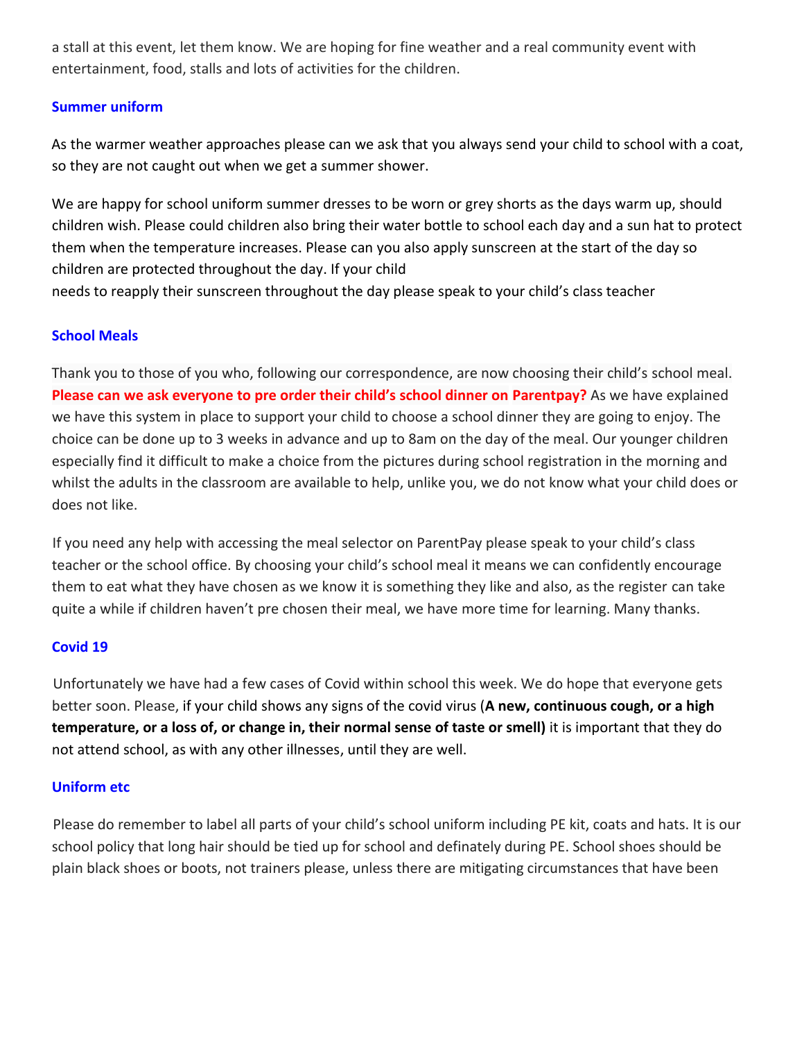a stall at this event, let them know. We are hoping for fine weather and a real community event with entertainment, food, stalls and lots of activities for the children.

### Summer uniform

As the warmer weather approaches please can we ask that you always send your child to school with a coat, so they are not caught out when we get a summer shower.

We are happy for school uniform summer dresses to be worn or grey shorts as the days warm up, should children wish. Please could children also bring their water bottle to school each day and a sun hat to protect them when the temperature increases. Please can you also apply sunscreen at the start of the day so children are protected throughout the day. If your child
needs to reapply their sunscreen throughout the day please speak to your child's class teacher

### School Meals

Thank you to those of you who, following our correspondence, are now choosing their child's school meal. **Please can we ask everyone to pre order their child's school dinner on Parentpay?** As we have explained we have this system in place to support your child to choose a school dinner they are going to enjoy. The choice can be done up to 3 weeks in advance and up to 8am on the day of the meal. Our younger children especially find it difficult to make a choice from the pictures during school registration in the morning and whilst the adults in the classroom are available to help, unlike you, we do not know what your child does or does not like.

If you need any help with accessing the meal selector on ParentPay please speak to your child's class teacher or the school office. By choosing your child's school meal it means we can confidently encourage them to eat what they have chosen as we know it is something they like and also, as the register can take quite a while if children haven't pre chosen their meal, we have more time for learning. Many thanks.

### Covid 19

Unfortunately we have had a few cases of Covid within school this week. We do hope that everyone gets better soon. Please, if your child shows any signs of the covid virus (**A new, continuous cough, or a high temperature, or a loss of, or change in, their normal sense of taste or smell)** it is important that they do not attend school, as with any other illnesses, until they are well.

### Uniform etc

Please do remember to label all parts of your child's school uniform including PE kit, coats and hats. It is our school policy that long hair should be tied up for school and definately during PE. School shoes should be plain black shoes or boots, not trainers please, unless there are mitigating circumstances that have been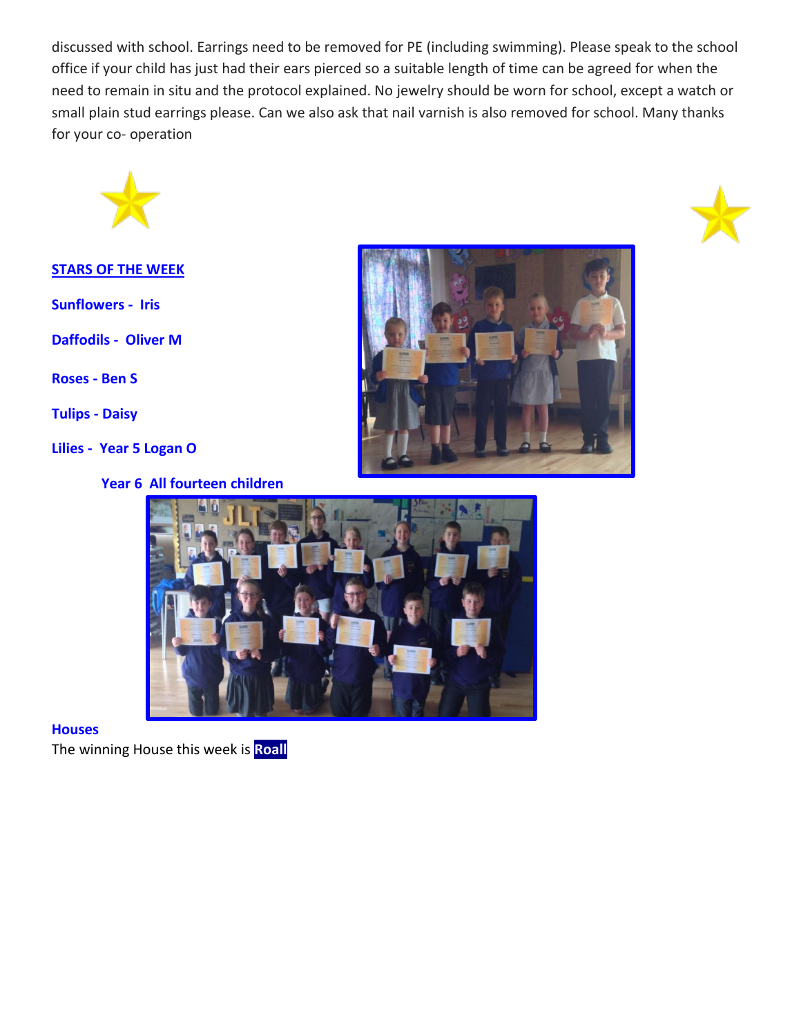discussed with school. Earrings need to be removed for PE (including swimming). Please speak to the school office if your child has just had their ears pierced so a suitable length of time can be agreed for when the need to remain in situ and the protocol explained. No jewelry should be worn for school, except a watch or small plain stud earrings please. Can we also ask that nail varnish is also removed for school. Many thanks for your co- operation

**STARS OF THE WEEK**

**Sunflowers - Iris**

**Daffodils - Oliver M**

**Roses - Ben S**

**Tulips - Daisy**

**Lilies - Year 5 Logan O**

**Year 6 All fourteen children**

**Houses**

The winning House this week is **Roall**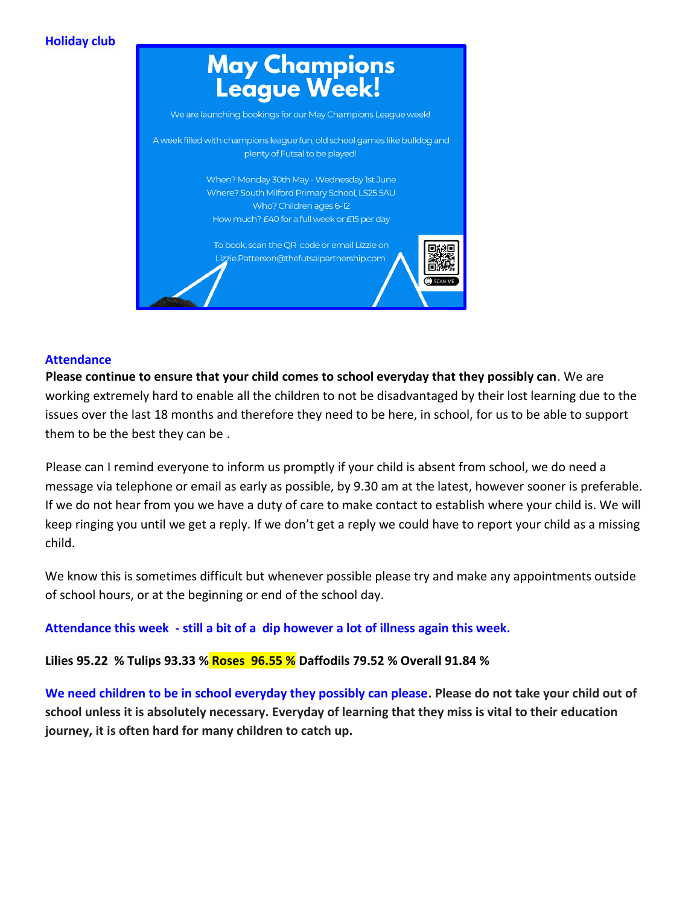### Holiday club

# May Champions League Week!

We are launching bookings for our May Champions League week!

A week filled with champions league fun, old school games like bulldog and plenty of Futsal to be played!

When? Monday 30th May - Wednesday 1st June
Where? South Milford Primary School, LS25 5AU
Who? Children ages 6-12
How much? £40 for a full week or £15 per day

To book, scan the QR code or email Lizzie on Lizzie.Patterson@thefutsalpartnership.com

SCAN ME

### Attendance

**Please continue to ensure that your child comes to school everyday that they possibly can**. We are working extremely hard to enable all the children to not be disadvantaged by their lost learning due to the issues over the last 18 months and therefore they need to be here, in school, for us to be able to support them to be the best they can be .

Please can I remind everyone to inform us promptly if your child is absent from school, we do need a message via telephone or email as early as possible, by 9.30 am at the latest, however sooner is preferable. If we do not hear from you we have a duty of care to make contact to establish where your child is. We will keep ringing you until we get a reply. If we don't get a reply we could have to report your child as a missing child.

We know this is sometimes difficult but whenever possible please try and make any appointments outside of school hours, or at the beginning or end of the school day.

**Attendance this week - still a bit of a dip however a lot of illness again this week.**

**Lilies 95.22 % Tulips 93.33 % Roses 96.55 % Daffodils 79.52 % Overall 91.84 %**

**We need children to be in school everyday they possibly can please. Please do not take your child out of school unless it is absolutely necessary. Everyday of learning that they miss is vital to their education journey, it is often hard for many children to catch up.**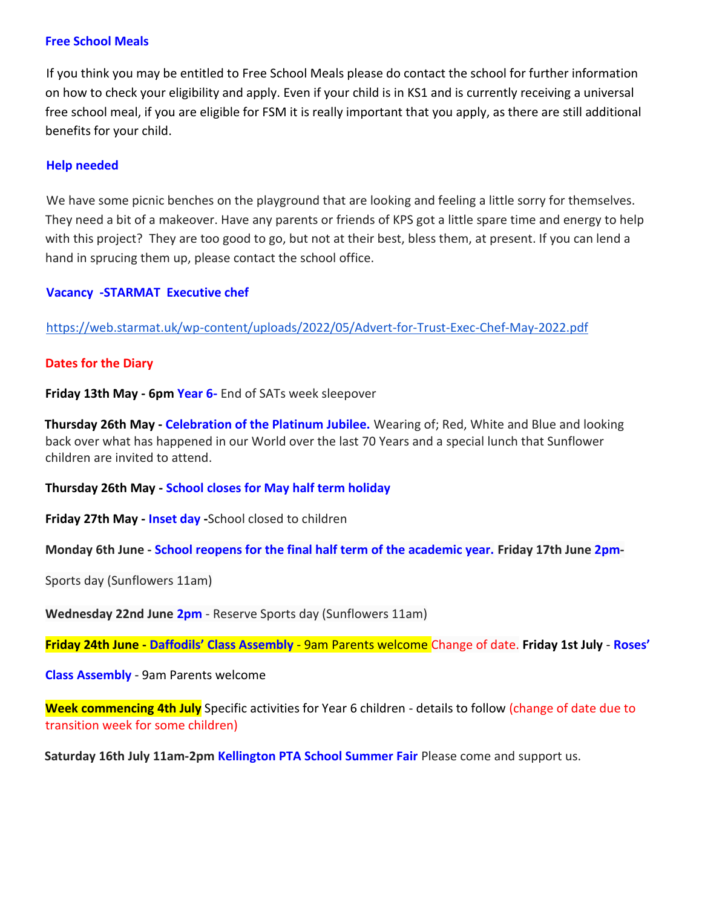**Free School Meals**

If you think you may be entitled to Free School Meals please do contact the school for further information on how to check your eligibility and apply. Even if your child is in KS1 and is currently receiving a universal free school meal, if you are eligible for FSM it is really important that you apply, as there are still additional benefits for your child.

**Help needed**

We have some picnic benches on the playground that are looking and feeling a little sorry for themselves. They need a bit of a makeover. Have any parents or friends of KPS got a little spare time and energy to help with this project? They are too good to go, but not at their best, bless them, at present. If you can lend a hand in sprucing them up, please contact the school office.

**Vacancy -STARMAT Executive chef**

https://web.starmat.uk/wp-content/uploads/2022/05/Advert-for-Trust-Exec-Chef-May-2022.pdf

**Dates for the Diary**

**Friday 13th May - 6pm Year 6-** End of SATs week sleepover

**Thursday 26th May - Celebration of the Platinum Jubilee.** Wearing of; Red, White and Blue and looking back over what has happened in our World over the last 70 Years and a special lunch that Sunflower children are invited to attend.

**Thursday 26th May - School closes for May half term holiday**

**Friday 27th May - Inset day -**School closed to children

**Monday 6th June - School reopens for the final half term of the academic year.**

**Friday 17th June 2pm-** Sports day (Sunflowers 11am)

**Wednesday 22nd June 2pm** - Reserve Sports day (Sunflowers 11am)

**Friday 24th June - Daffodils' Class Assembly** - 9am Parents welcome Change of date.

**Friday 1st July** - **Roses' Class Assembly** - 9am Parents welcome

**Week commencing 4th July** Specific activities for Year 6 children - details to follow (change of date due to transition week for some children)

**Saturday 16th July 11am-2pm Kellington PTA School Summer Fair** Please come and support us.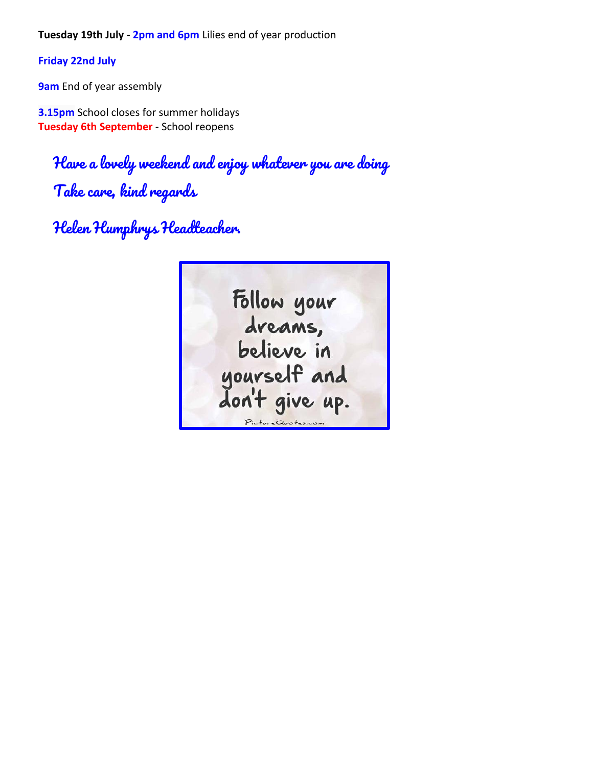**Tuesday 19th July - 2pm and 6pm** Lilies end of year production

**Friday 22nd July**

**9am** End of year assembly

**3.15pm** School closes for summer holidays
**Tuesday 6th September** - School reopens

*Have a lovely weekend and enjoy whatever you are doing*

*Take care, kind regards*

*Helen Humphrys Headteacher.*

Follow your dreams, believe in yourself and don't give up.

PictureQuotes.com